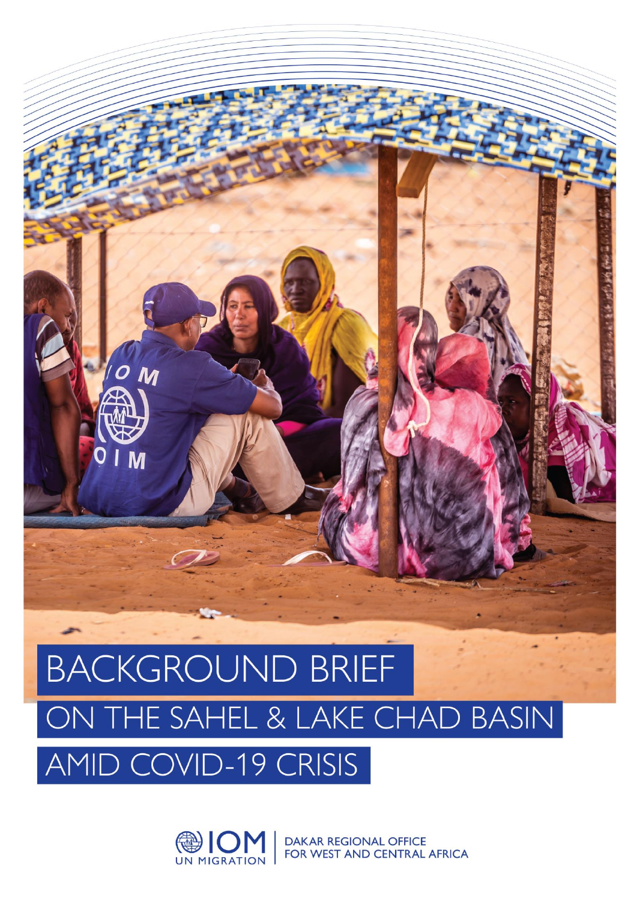# BACKGROUND BRIEF ON THE SAHEL & LAKE CHAD BASIN AMID COVID-19 CRISIS

IOM UN MIGRATION | DAKAR REGIONAL OFFICE FOR WEST AND CENTRAL AFRICA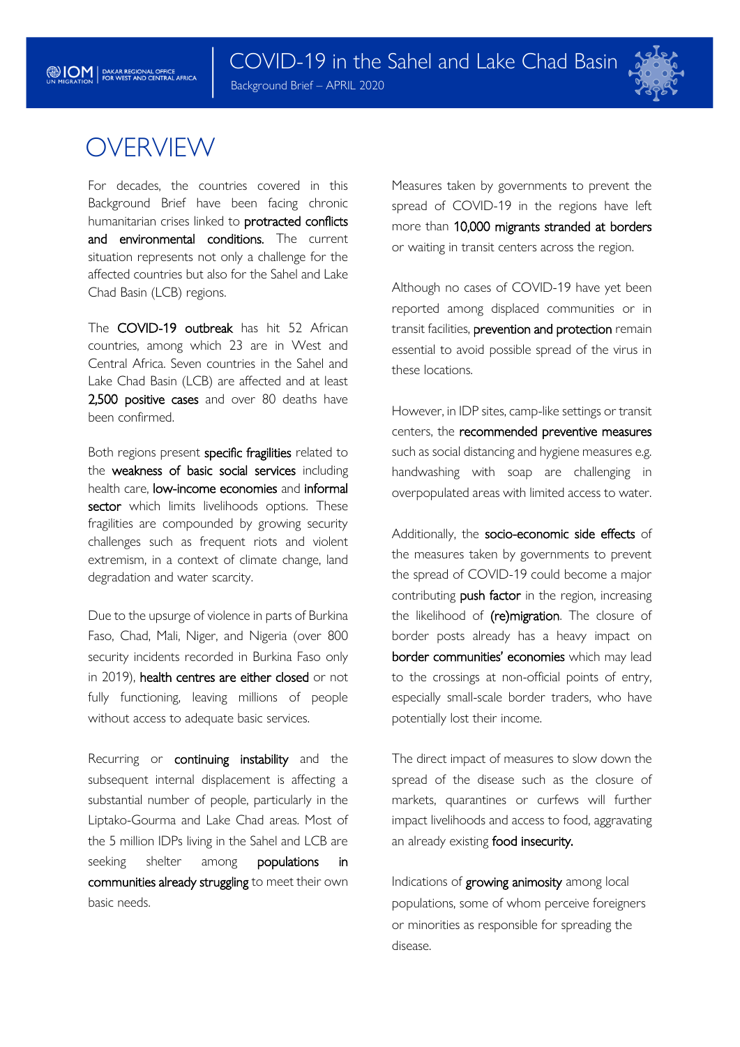# OVERVIEW

For decades, the countries covered in this Background Brief have been facing chronic humanitarian crises linked to **protracted conflicts and environmental conditions.** The current situation represents not only a challenge for the affected countries but also for the Sahel and Lake Chad Basin (LCB) regions.

The **COVID-19 outbreak** has hit 52 African countries, among which 23 are in West and Central Africa. Seven countries in the Sahel and Lake Chad Basin (LCB) are affected and at least **2,500 positive cases** and over 80 deaths have been confirmed.

Both regions present **specific fragilities** related to the **weakness of basic social services** including health care, **low-income economies** and **informal sector** which limits livelihoods options. These fragilities are compounded by growing security challenges such as frequent riots and violent extremism, in a context of climate change, land degradation and water scarcity.

Due to the upsurge of violence in parts of Burkina Faso, Chad, Mali, Niger, and Nigeria (over 800 security incidents recorded in Burkina Faso only in 2019), **health centres are either closed** or not fully functioning, leaving millions of people without access to adequate basic services.

Recurring or **continuing instability** and the subsequent internal displacement is affecting a substantial number of people, particularly in the Liptako-Gourma and Lake Chad areas. Most of the 5 million IDPs living in the Sahel and LCB are seeking shelter among **populations in communities already struggling** to meet their own basic needs.

Measures taken by governments to prevent the spread of COVID-19 in the regions have left more than **10,000 migrants stranded at borders** or waiting in transit centers across the region.

Although no cases of COVID-19 have yet been reported among displaced communities or in transit facilities, **prevention and protection** remain essential to avoid possible spread of the virus in these locations.

However, in IDP sites, camp-like settings or transit centers, the **recommended preventive measures** such as social distancing and hygiene measures e.g. handwashing with soap are challenging in overpopulated areas with limited access to water.

Additionally, the **socio-economic side effects** of the measures taken by governments to prevent the spread of COVID-19 could become a major contributing **push factor** in the region, increasing the likelihood of **(re)migration**. The closure of border posts already has a heavy impact on **border communities' economies** which may lead to the crossings at non-official points of entry, especially small-scale border traders, who have potentially lost their income.

The direct impact of measures to slow down the spread of the disease such as the closure of markets, quarantines or curfews will further impact livelihoods and access to food, aggravating an already existing **food insecurity.**

Indications of **growing animosity** among local populations, some of whom perceive foreigners or minorities as responsible for spreading the disease.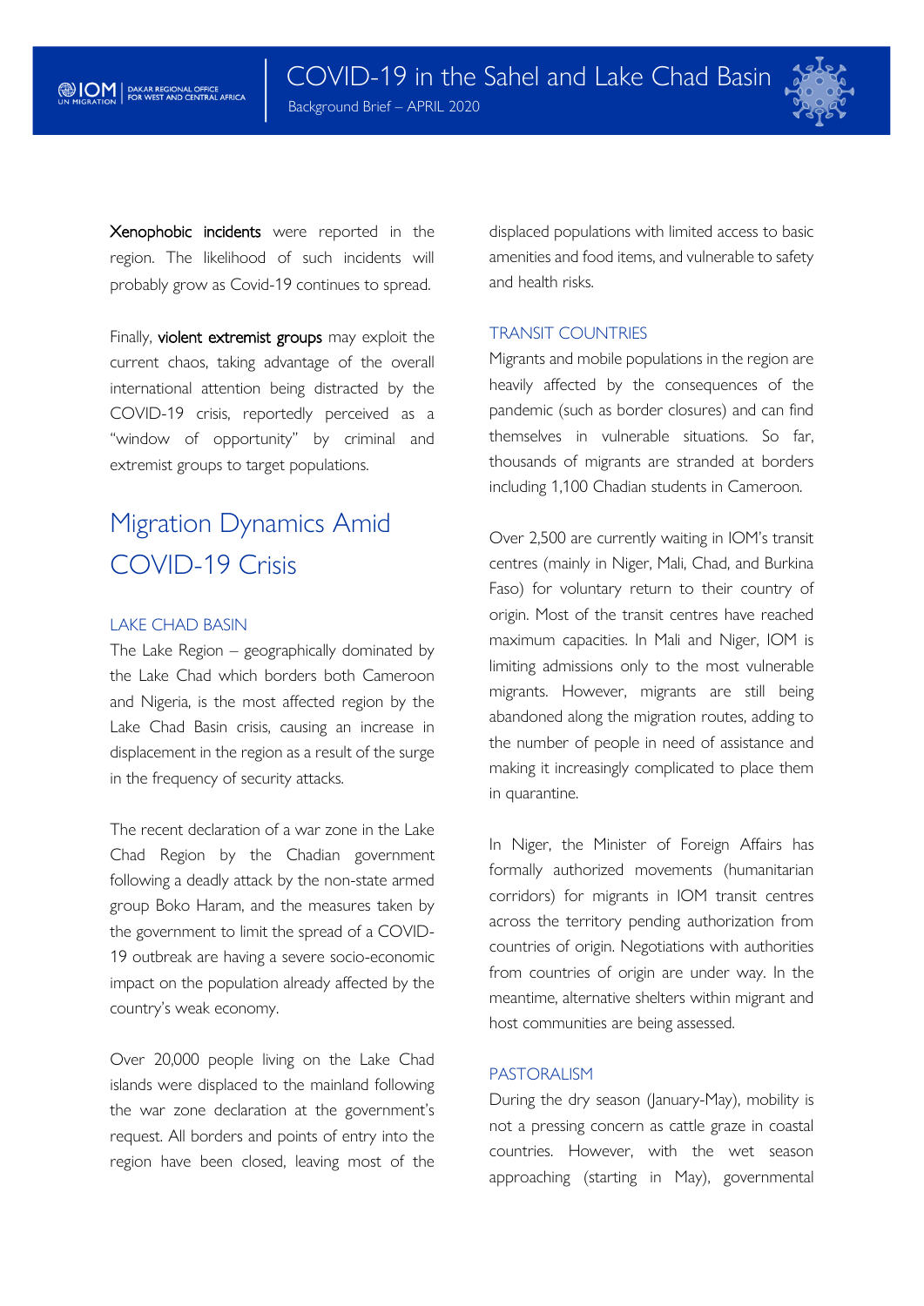**Xenophobic incidents** were reported in the region. The likelihood of such incidents will probably grow as Covid-19 continues to spread.

Finally, **violent extremist groups** may exploit the current chaos, taking advantage of the overall international attention being distracted by the COVID-19 crisis, reportedly perceived as a "window of opportunity" by criminal and extremist groups to target populations.

## Migration Dynamics Amid COVID-19 Crisis

### LAKE CHAD BASIN

The Lake Region – geographically dominated by the Lake Chad which borders both Cameroon and Nigeria, is the most affected region by the Lake Chad Basin crisis, causing an increase in displacement in the region as a result of the surge in the frequency of security attacks.

The recent declaration of a war zone in the Lake Chad Region by the Chadian government following a deadly attack by the non-state armed group Boko Haram, and the measures taken by the government to limit the spread of a COVID-19 outbreak are having a severe socio-economic impact on the population already affected by the country's weak economy.

Over 20,000 people living on the Lake Chad islands were displaced to the mainland following the war zone declaration at the government's request. All borders and points of entry into the region have been closed, leaving most of the displaced populations with limited access to basic amenities and food items, and vulnerable to safety and health risks.

### TRANSIT COUNTRIES

Migrants and mobile populations in the region are heavily affected by the consequences of the pandemic (such as border closures) and can find themselves in vulnerable situations. So far, thousands of migrants are stranded at borders including 1,100 Chadian students in Cameroon.

Over 2,500 are currently waiting in IOM's transit centres (mainly in Niger, Mali, Chad, and Burkina Faso) for voluntary return to their country of origin. Most of the transit centres have reached maximum capacities. In Mali and Niger, IOM is limiting admissions only to the most vulnerable migrants. However, migrants are still being abandoned along the migration routes, adding to the number of people in need of assistance and making it increasingly complicated to place them in quarantine.

In Niger, the Minister of Foreign Affairs has formally authorized movements (humanitarian corridors) for migrants in IOM transit centres across the territory pending authorization from countries of origin. Negotiations with authorities from countries of origin are under way. In the meantime, alternative shelters within migrant and host communities are being assessed.

### PASTORALISM

During the dry season (January-May), mobility is not a pressing concern as cattle graze in coastal countries. However, with the wet season approaching (starting in May), governmental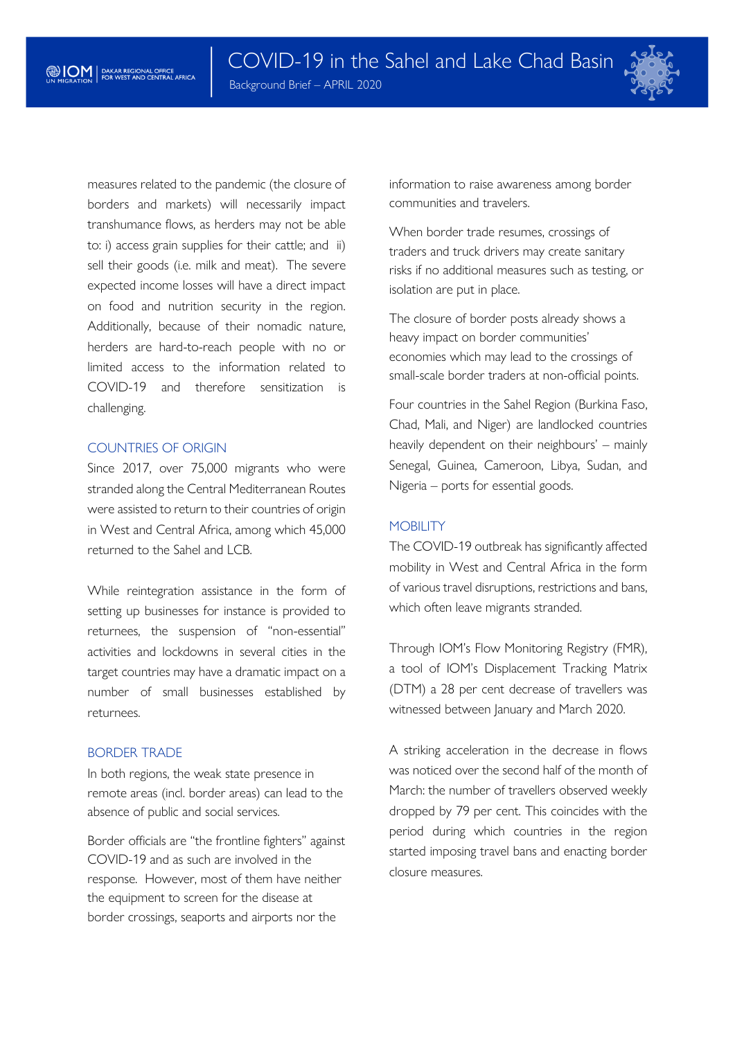measures related to the pandemic (the closure of borders and markets) will necessarily impact transhumance flows, as herders may not be able to: i) access grain supplies for their cattle; and ii) sell their goods (i.e. milk and meat). The severe expected income losses will have a direct impact on food and nutrition security in the region. Additionally, because of their nomadic nature, herders are hard-to-reach people with no or limited access to the information related to COVID-19 and therefore sensitization is challenging.

## COUNTRIES OF ORIGIN

Since 2017, over 75,000 migrants who were stranded along the Central Mediterranean Routes were assisted to return to their countries of origin in West and Central Africa, among which 45,000 returned to the Sahel and LCB.

While reintegration assistance in the form of setting up businesses for instance is provided to returnees, the suspension of "non-essential" activities and lockdowns in several cities in the target countries may have a dramatic impact on a number of small businesses established by returnees.

## BORDER TRADE

In both regions, the weak state presence in remote areas (incl. border areas) can lead to the absence of public and social services.

Border officials are "the frontline fighters" against COVID-19 and as such are involved in the response. However, most of them have neither the equipment to screen for the disease at border crossings, seaports and airports nor the information to raise awareness among border communities and travelers.

When border trade resumes, crossings of traders and truck drivers may create sanitary risks if no additional measures such as testing, or isolation are put in place.

The closure of border posts already shows a heavy impact on border communities' economies which may lead to the crossings of small-scale border traders at non-official points.

Four countries in the Sahel Region (Burkina Faso, Chad, Mali, and Niger) are landlocked countries heavily dependent on their neighbours' – mainly Senegal, Guinea, Cameroon, Libya, Sudan, and Nigeria – ports for essential goods.

## MOBILITY

The COVID-19 outbreak has significantly affected mobility in West and Central Africa in the form of various travel disruptions, restrictions and bans, which often leave migrants stranded.

Through IOM's Flow Monitoring Registry (FMR), a tool of IOM's Displacement Tracking Matrix (DTM) a 28 per cent decrease of travellers was witnessed between January and March 2020.

A striking acceleration in the decrease in flows was noticed over the second half of the month of March: the number of travellers observed weekly dropped by 79 per cent. This coincides with the period during which countries in the region started imposing travel bans and enacting border closure measures.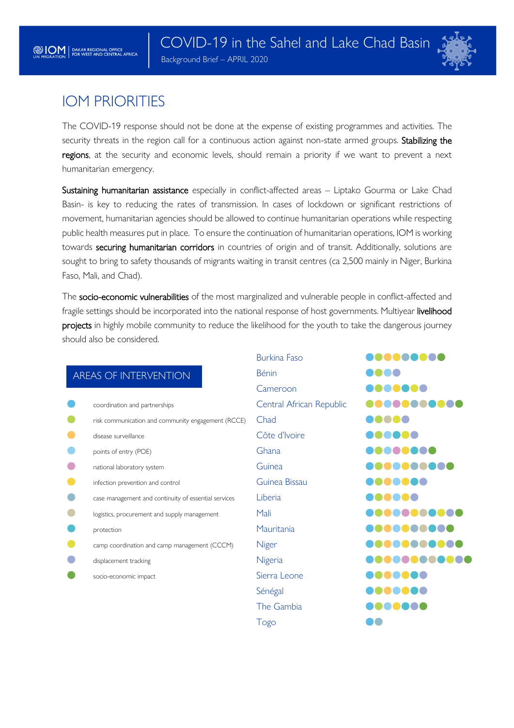# IOM PRIORITIES

The COVID-19 response should not be done at the expense of existing programmes and activities. The security threats in the region call for a continuous action against non-state armed groups. **Stabilizing the regions**, at the security and economic levels, should remain a priority if we want to prevent a next humanitarian emergency.

**Sustaining humanitarian assistance** especially in conflict-affected areas – Liptako Gourma or Lake Chad Basin- is key to reducing the rates of transmission. In cases of lockdown or significant restrictions of movement, humanitarian agencies should be allowed to continue humanitarian operations while respecting public health measures put in place. To ensure the continuation of humanitarian operations, IOM is working towards **securing humanitarian corridors** in countries of origin and of transit. Additionally, solutions are sought to bring to safety thousands of migrants waiting in transit centres (ca 2,500 mainly in Niger, Burkina Faso, Mali, and Chad).

The **socio-economic vulnerabilities** of the most marginalized and vulnerable people in conflict-affected and fragile settings should be incorporated into the national response of host governments. Multiyear **livelihood projects** in highly mobile community to reduce the likelihood for the youth to take the dangerous journey should also be considered.

## AREAS OF INTERVENTION

- coordination and partnerships
- risk communication and community engagement (RCCE)
- disease surveillance
- points of entry (POE)
- national laboratory system
- infection prevention and control
- case management and continuity of essential services
- logistics, procurement and supply management
- protection
- camp coordination and camp management (CCCM)
- displacement tracking
- socio-economic impact

Burkina Faso
Bénin
Cameroon
Central African Republic
Chad
Côte d'Ivoire
Ghana
Guinea
Guinea Bissau
Liberia
Mali
Mauritania
Niger
Nigeria
Sierra Leone
Sénégal
The Gambia
Togo